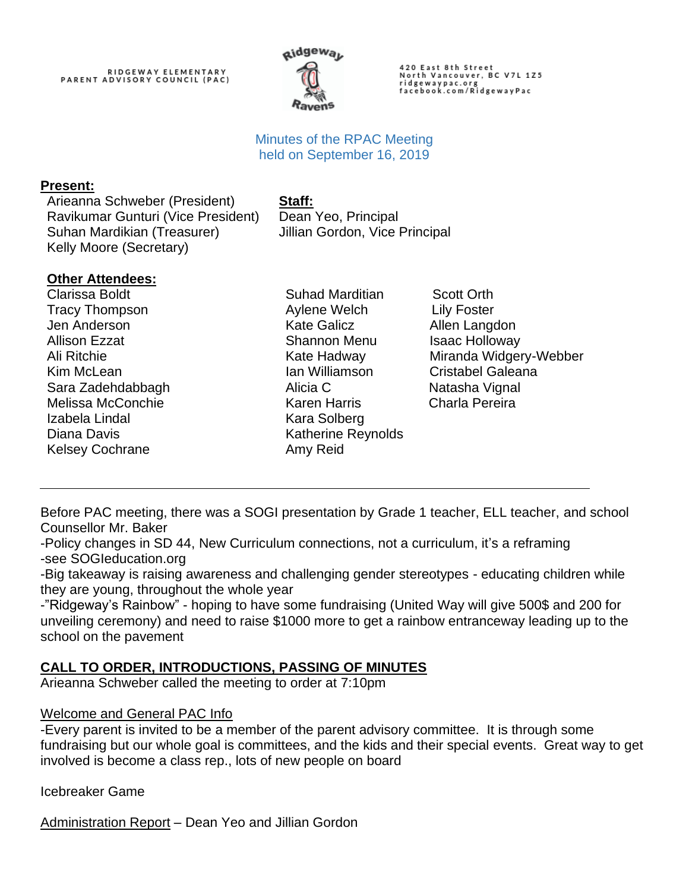RIDGEWAY ELEMENTARY
PARENT ADVISORY COUNCIL (PAC)

420 East 8th Street
North Vancouver, BC V7L 1Z5
ridgewaypac.org
facebook.com/RidgewayPac

# Minutes of the RPAC Meeting held on September 16, 2019

**Present:**

Arieanna Schweber (President)
Ravikumar Gunturi (Vice President)
Suhan Mardikian (Treasurer)
Kelly Moore (Secretary)

**Staff:**

Dean Yeo, Principal
Jillian Gordon, Vice Principal

**Other Attendees:**

Clarissa Boldt
Tracy Thompson
Jen Anderson
Allison Ezzat
Ali Ritchie
Kim McLean
Sara Zadehdabbagh
Melissa McConchie
Izabela Lindal
Diana Davis
Kelsey Cochrane
Suhad Marditian
Aylene Welch
Kate Galicz
Shannon Menu
Kate Hadway
Ian Williamson
Alicia C
Karen Harris
Kara Solberg
Katherine Reynolds
Amy Reid
Scott Orth
Lily Foster
Allen Langdon
Isaac Holloway
Miranda Widgery-Webber
Cristabel Galeana
Natasha Vignal
Charla Pereira

---

Before PAC meeting, there was a SOGI presentation by Grade 1 teacher, ELL teacher, and school Counsellor Mr. Baker
-Policy changes in SD 44, New Curriculum connections, not a curriculum, it's a reframing
-see SOGIeducation.org
-Big takeaway is raising awareness and challenging gender stereotypes - educating children while they are young, throughout the whole year
-"Ridgeway's Rainbow" - hoping to have some fundraising (United Way will give 500$ and 200 for unveiling ceremony) and need to raise $1000 more to get a rainbow entranceway leading up to the school on the pavement

## CALL TO ORDER, INTRODUCTIONS, PASSING OF MINUTES

Arieanna Schweber called the meeting to order at 7:10pm

### Welcome and General PAC Info

-Every parent is invited to be a member of the parent advisory committee. It is through some fundraising but our whole goal is committees, and the kids and their special events. Great way to get involved is become a class rep., lots of new people on board

Icebreaker Game

### Administration Report – Dean Yeo and Jillian Gordon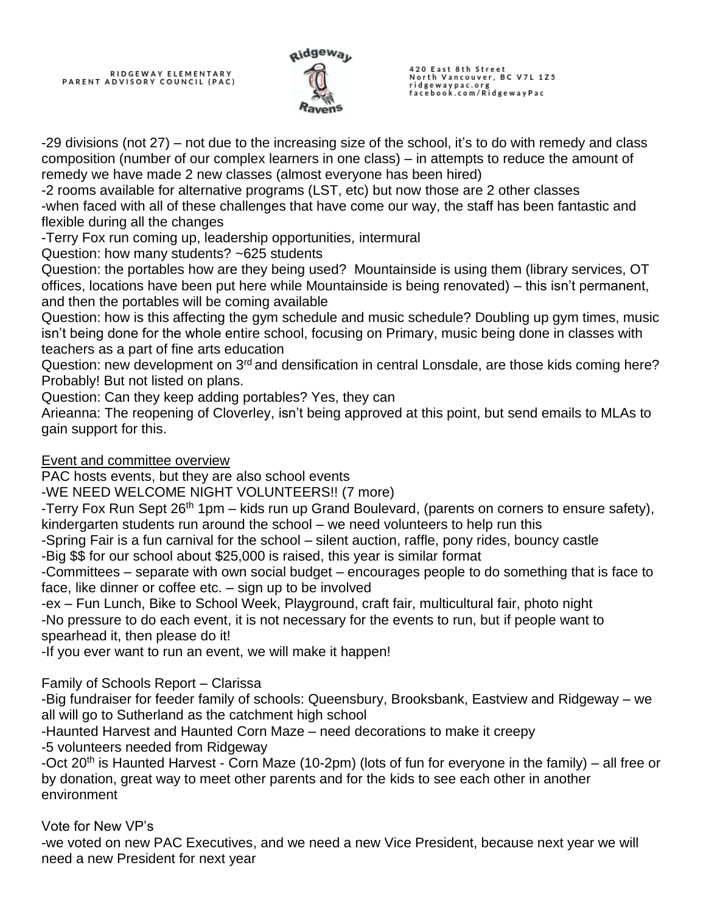-29 divisions (not 27) – not due to the increasing size of the school, it's to do with remedy and class composition (number of our complex learners in one class) – in attempts to reduce the amount of remedy we have made 2 new classes (almost everyone has been hired)
-2 rooms available for alternative programs (LST, etc) but now those are 2 other classes
-when faced with all of these challenges that have come our way, the staff has been fantastic and flexible during all the changes
-Terry Fox run coming up, leadership opportunities, intermural
Question: how many students? ~625 students
Question: the portables how are they being used? Mountainside is using them (library services, OT offices, locations have been put here while Mountainside is being renovated) – this isn't permanent, and then the portables will be coming available
Question: how is this affecting the gym schedule and music schedule? Doubling up gym times, music isn't being done for the whole entire school, focusing on Primary, music being done in classes with teachers as a part of fine arts education
Question: new development on 3rd and densification in central Lonsdale, are those kids coming here? Probably! But not listed on plans.
Question: Can they keep adding portables? Yes, they can
Arieanna: The reopening of Cloverley, isn't being approved at this point, but send emails to MLAs to gain support for this.

<u>Event and committee overview</u>
PAC hosts events, but they are also school events
-WE NEED WELCOME NIGHT VOLUNTEERS!! (7 more)
-Terry Fox Run Sept 26th 1pm – kids run up Grand Boulevard, (parents on corners to ensure safety), kindergarten students run around the school – we need volunteers to help run this
-Spring Fair is a fun carnival for the school – silent auction, raffle, pony rides, bouncy castle
-Big $$ for our school about $25,000 is raised, this year is similar format
-Committees – separate with own social budget – encourages people to do something that is face to face, like dinner or coffee etc. – sign up to be involved
-ex – Fun Lunch, Bike to School Week, Playground, craft fair, multicultural fair, photo night
-No pressure to do each event, it is not necessary for the events to run, but if people want to spearhead it, then please do it!
-If you ever want to run an event, we will make it happen!

Family of Schools Report – Clarissa
-Big fundraiser for feeder family of schools: Queensbury, Brooksbank, Eastview and Ridgeway – we all will go to Sutherland as the catchment high school
-Haunted Harvest and Haunted Corn Maze – need decorations to make it creepy
-5 volunteers needed from Ridgeway
-Oct 20th is Haunted Harvest - Corn Maze (10-2pm) (lots of fun for everyone in the family) – all free or by donation, great way to meet other parents and for the kids to see each other in another environment

Vote for New VP's
-we voted on new PAC Executives, and we need a new Vice President, because next year we will need a new President for next year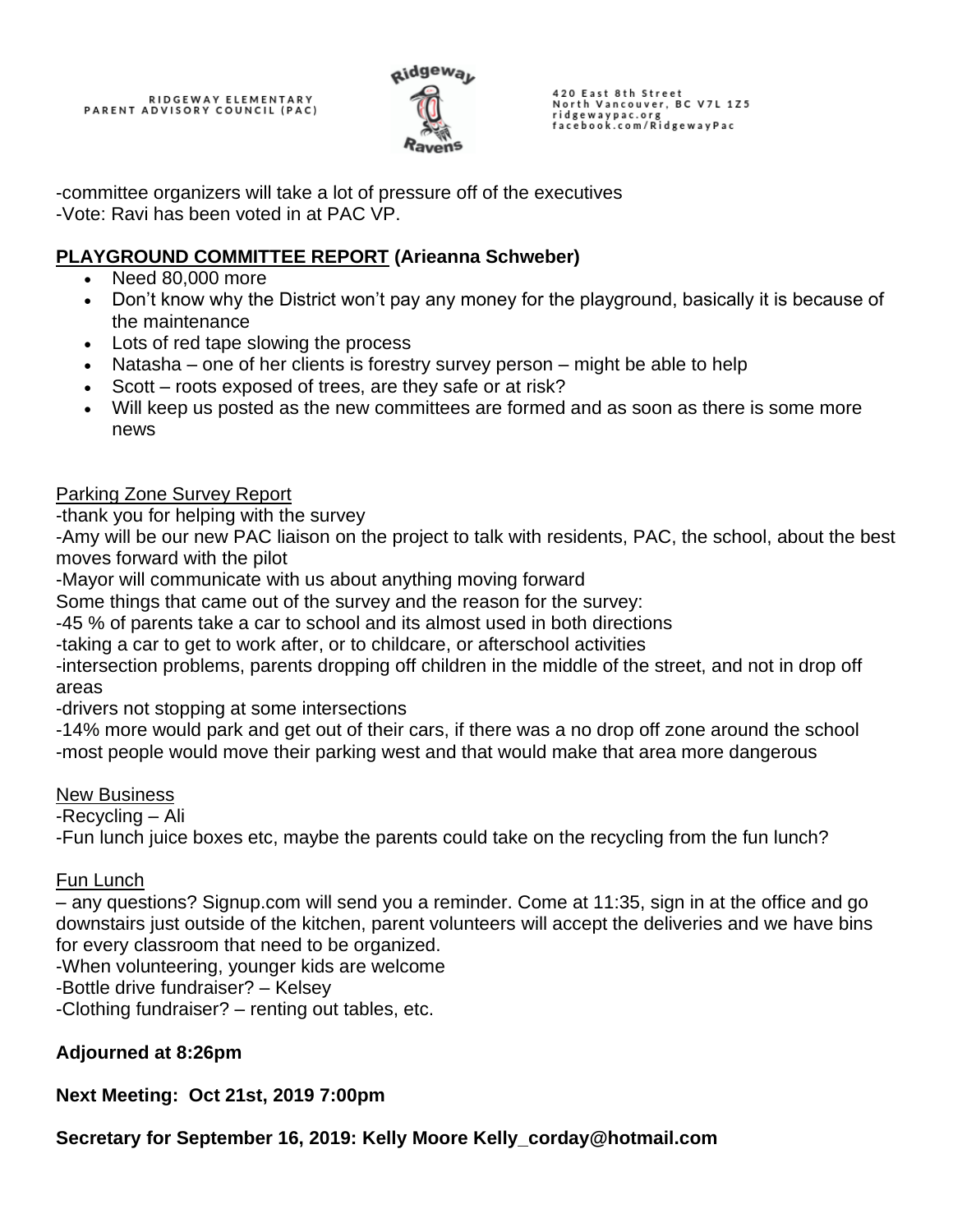-committee organizers will take a lot of pressure off of the executives
-Vote: Ravi has been voted in at PAC VP.

**PLAYGROUND COMMITTEE REPORT (Arieanna Schweber)**

- Need 80,000 more
- Don't know why the District won't pay any money for the playground, basically it is because of the maintenance
- Lots of red tape slowing the process
- Natasha – one of her clients is forestry survey person – might be able to help
- Scott – roots exposed of trees, are they safe or at risk?
- Will keep us posted as the new committees are formed and as soon as there is some more news

Parking Zone Survey Report

-thank you for helping with the survey
-Amy will be our new PAC liaison on the project to talk with residents, PAC, the school, about the best moves forward with the pilot
-Mayor will communicate with us about anything moving forward
Some things that came out of the survey and the reason for the survey:
-45 % of parents take a car to school and its almost used in both directions
-taking a car to get to work after, or to childcare, or afterschool activities
-intersection problems, parents dropping off children in the middle of the street, and not in drop off areas
-drivers not stopping at some intersections
-14% more would park and get out of their cars, if there was a no drop off zone around the school
-most people would move their parking west and that would make that area more dangerous

New Business

-Recycling – Ali
-Fun lunch juice boxes etc, maybe the parents could take on the recycling from the fun lunch?

Fun Lunch

– any questions? Signup.com will send you a reminder. Come at 11:35, sign in at the office and go downstairs just outside of the kitchen, parent volunteers will accept the deliveries and we have bins for every classroom that need to be organized.
-When volunteering, younger kids are welcome
-Bottle drive fundraiser? – Kelsey
-Clothing fundraiser? – renting out tables, etc.

**Adjourned at 8:26pm**

**Next Meeting: Oct 21st, 2019 7:00pm**

**Secretary for September 16, 2019: Kelly Moore Kelly_corday@hotmail.com**